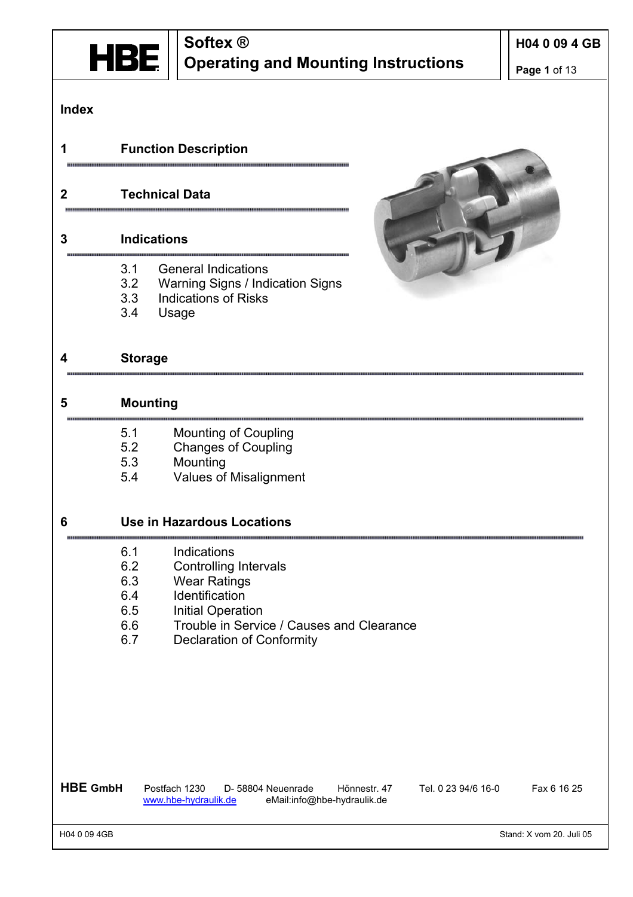# Softex ®
# Operating and Mounting Instructions

## Index

**1 Function Description**

**2 Technical Data**

**3 Indications**

- 3.1 General Indications
- 3.2 Warning Signs / Indication Signs
- 3.3 Indications of Risks
- 3.4 Usage

**4 Storage**

**5 Mounting**

- 5.1 Mounting of Coupling
- 5.2 Changes of Coupling
- 5.3 Mounting
- 5.4 Values of Misalignment

**6 Use in Hazardous Locations**

- 6.1 Indications
- 6.2 Controlling Intervals
- 6.3 Wear Ratings
- 6.4 Identification
- 6.5 Initial Operation
- 6.6 Trouble in Service / Causes and Clearance
- 6.7 Declaration of Conformity

**HBE GmbH** Postfach 1230 D- 58804 Neuenrade Hönnestr. 47 Tel. 0 23 94/6 16-0 Fax 6 16 25
www.hbe-hydraulik.de eMail:info@hbe-hydraulik.de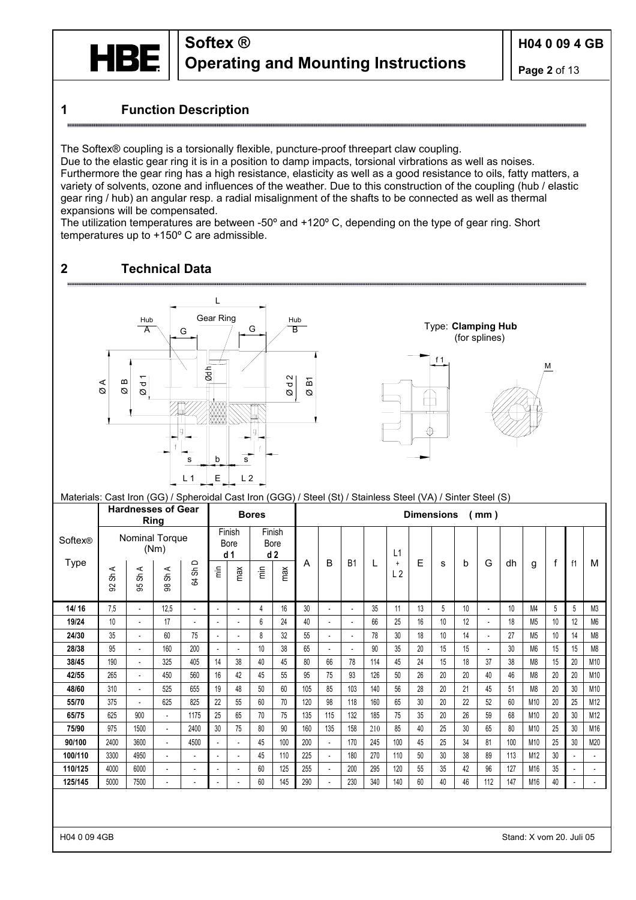## 1 Function Description

The Softex® coupling is a torsionally flexible, puncture-proof threepart claw coupling.
Due to the elastic gear ring it is in a position to damp impacts, torsional virbrations as well as noises.
Furthermore the gear ring has a high resistance, elasticity as well as a good resistance to oils, fatty matters, a variety of solvents, ozone and influences of the weather. Due to this construction of the coupling (hub / elastic gear ring / hub) an angular resp. a radial misalignment of the shafts to be connected as well as thermal expansions will be compensated.
The utilization temperatures are between -50º and +120º C, depending on the type of gear ring. Short temperatures up to +150º C are admissible.

## 2 Technical Data

Type: **Clamping Hub** (for splines)

Materials: Cast Iron (GG) / Spheroidal Cast Iron (GGG) / Steel (St) / Stainless Steel (VA) / Sinter Steel (S)

| Softex® Type | Hardnesses of Gear Ring – Nominal Torque (Nm) | | | | Bores – Finish Bore d 1 | | Finish Bore d 2 | | Dimensions (mm) | | | | | | | | | | | | | |
|---|---|---|---|---|---|---|---|---|---|---|---|---|---|---|---|---|---|---|---|---|---|---|
| | 92 Sh A | 95 Sh A | 98 Sh A | 64 Sh D | min | max | min | max | A | B | B1 | L | L1 + L2 | E | s | b | G | dh | g | f | f1 | M |
| 14/ 16 | 7,5 | - | 12,5 | - | - | - | 4 | 16 | 30 | - | - | 35 | 11 | 13 | 5 | 10 | - | 10 | M4 | 5 | 5 | M3 |
| 19/24 | 10 | - | 17 | - | - | - | 6 | 24 | 40 | - | - | 66 | 25 | 16 | 10 | 12 | - | 18 | M5 | 10 | 12 | M6 |
| 24/30 | 35 | - | 60 | 75 | - | - | 8 | 32 | 55 | - | - | 78 | 30 | 18 | 10 | 14 | - | 27 | M5 | 10 | 14 | M8 |
| 28/38 | 95 | - | 160 | 200 | - | - | 10 | 38 | 65 | - | - | 90 | 35 | 20 | 15 | 15 | - | 30 | M6 | 15 | 15 | M8 |
| 38/45 | 190 | - | 325 | 405 | 14 | 38 | 40 | 45 | 80 | 66 | 78 | 114 | 45 | 24 | 15 | 18 | 37 | 38 | M8 | 15 | 20 | M10 |
| 42/55 | 265 | - | 450 | 560 | 16 | 42 | 45 | 55 | 95 | 75 | 93 | 126 | 50 | 26 | 20 | 20 | 40 | 46 | M8 | 20 | 20 | M10 |
| 48/60 | 310 | - | 525 | 655 | 19 | 48 | 50 | 60 | 105 | 85 | 103 | 140 | 56 | 28 | 20 | 21 | 45 | 51 | M8 | 20 | 30 | M10 |
| 55/70 | 375 | - | 625 | 825 | 22 | 55 | 60 | 70 | 120 | 98 | 118 | 160 | 65 | 30 | 20 | 22 | 52 | 60 | M10 | 20 | 25 | M12 |
| 65/75 | 625 | 900 | - | 1175 | 25 | 65 | 70 | 75 | 135 | 115 | 132 | 185 | 75 | 35 | 20 | 26 | 59 | 68 | M10 | 20 | 30 | M12 |
| 75/90 | 975 | 1500 | - | 2400 | 30 | 75 | 80 | 90 | 160 | 135 | 158 | 210 | 85 | 40 | 25 | 30 | 65 | 80 | M10 | 25 | 30 | M16 |
| 90/100 | 2400 | 3600 | - | 4500 | - | - | 45 | 100 | 200 | - | 170 | 245 | 100 | 45 | 25 | 34 | 81 | 100 | M10 | 25 | 30 | M20 |
| 100/110 | 3300 | 4950 | - | - | - | - | 45 | 110 | 225 | - | 180 | 270 | 110 | 50 | 30 | 38 | 89 | 113 | M12 | 30 | - | - |
| 110/125 | 4000 | 6000 | - | - | - | - | 60 | 125 | 255 | - | 200 | 295 | 120 | 55 | 35 | 42 | 96 | 127 | M16 | 35 | - | - |
| 125/145 | 5000 | 7500 | - | - | - | - | 60 | 145 | 290 | - | 230 | 340 | 140 | 60 | 40 | 46 | 112 | 147 | M16 | 40 | - | - |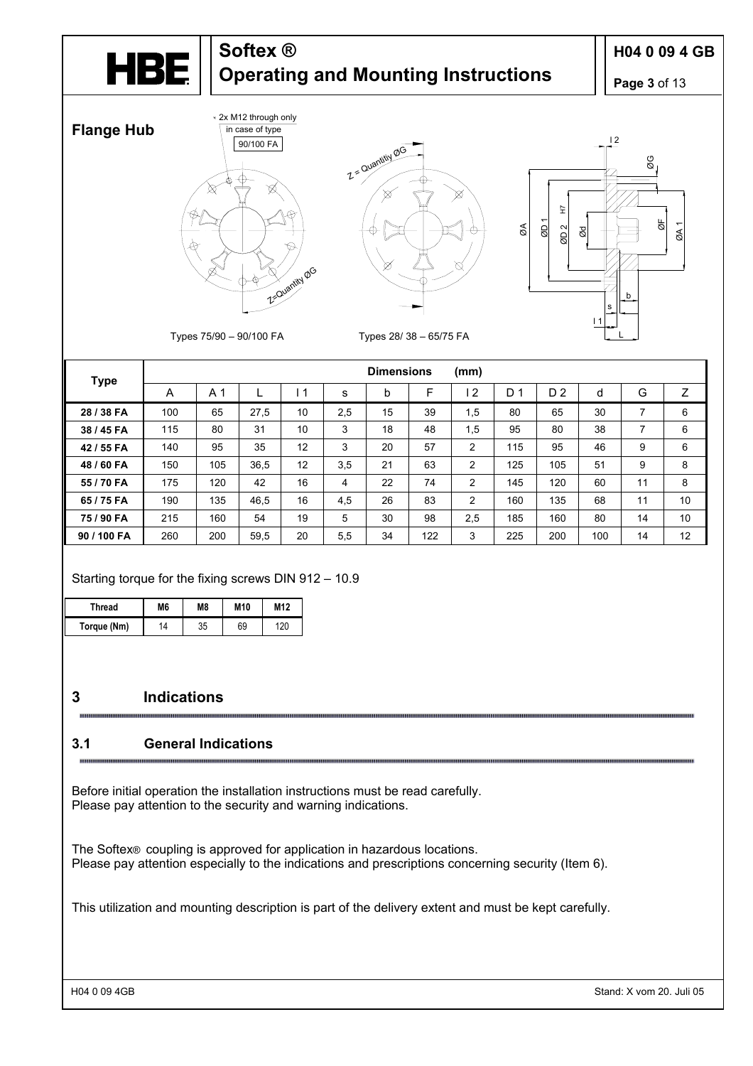## Flange Hub

2x M12 through only in case of type 90/100 FA

Types 75/90 – 90/100 FA

Types 28/ 38 – 65/75 FA

| Type | Dimensions (mm) | | | | | | | | | | | | |
|---|---|---|---|---|---|---|---|---|---|---|---|---|---|
| | A | A 1 | L | l 1 | s | b | F | l 2 | D 1 | D 2 | d | G | Z |
| **28 / 38 FA** | 100 | 65 | 27,5 | 10 | 2,5 | 15 | 39 | 1,5 | 80 | 65 | 30 | 7 | 6 |
| **38 / 45 FA** | 115 | 80 | 31 | 10 | 3 | 18 | 48 | 1,5 | 95 | 80 | 38 | 7 | 6 |
| **42 / 55 FA** | 140 | 95 | 35 | 12 | 3 | 20 | 57 | 2 | 115 | 95 | 46 | 9 | 6 |
| **48 / 60 FA** | 150 | 105 | 36,5 | 12 | 3,5 | 21 | 63 | 2 | 125 | 105 | 51 | 9 | 8 |
| **55 / 70 FA** | 175 | 120 | 42 | 16 | 4 | 22 | 74 | 2 | 145 | 120 | 60 | 11 | 8 |
| **65 / 75 FA** | 190 | 135 | 46,5 | 16 | 4,5 | 26 | 83 | 2 | 160 | 135 | 68 | 11 | 10 |
| **75 / 90 FA** | 215 | 160 | 54 | 19 | 5 | 30 | 98 | 2,5 | 185 | 160 | 80 | 14 | 10 |
| **90 / 100 FA** | 260 | 200 | 59,5 | 20 | 5,5 | 34 | 122 | 3 | 225 | 200 | 100 | 14 | 12 |

Starting torque for the fixing screws DIN 912 – 10.9

| Thread | M6 | M8 | M10 | M12 |
|---|---|---|---|---|
| Torque (Nm) | 14 | 35 | 69 | 120 |

# 3 Indications

## 3.1 General Indications

Before initial operation the installation instructions must be read carefully.
Please pay attention to the security and warning indications.

The Softex® coupling is approved for application in hazardous locations.
Please pay attention especially to the indications and prescriptions concerning security (Item 6).

This utilization and mounting description is part of the delivery extent and must be kept carefully.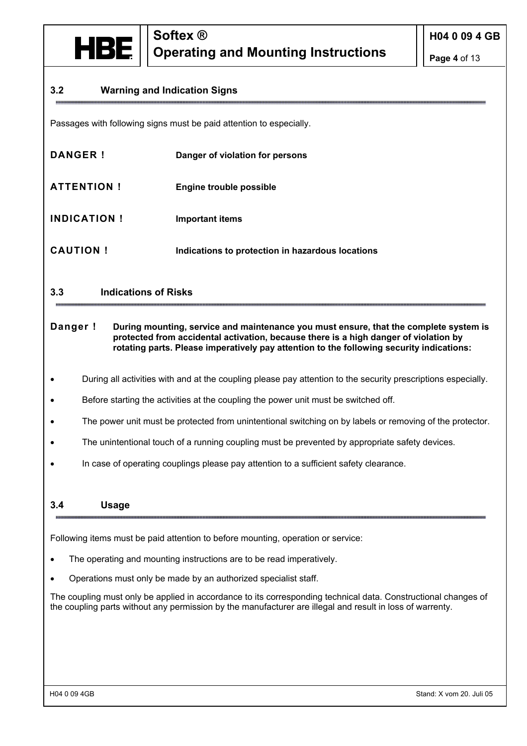## 3.2 Warning and Indication Signs

Passages with following signs must be paid attention to especially.

| | |
|---|---|
| **DANGER !** | **Danger of violation for persons** |
| **ATTENTION !** | **Engine trouble possible** |
| **INDICATION !** | **Important items** |
| **CAUTION !** | **Indications to protection in hazardous locations** |

## 3.3 Indications of Risks

**Danger !** **During mounting, service and maintenance you must ensure, that the complete system is protected from accidental activation, because there is a high danger of violation by rotating parts. Please imperatively pay attention to the following security indications:**

- During all activities with and at the coupling please pay attention to the security prescriptions especially.
- Before starting the activities at the coupling the power unit must be switched off.
- The power unit must be protected from unintentional switching on by labels or removing of the protector.
- The unintentional touch of a running coupling must be prevented by appropriate safety devices.
- In case of operating couplings please pay attention to a sufficient safety clearance.

## 3.4 Usage

Following items must be paid attention to before mounting, operation or service:

- The operating and mounting instructions are to be read imperatively.
- Operations must only be made by an authorized specialist staff.

The coupling must only be applied in accordance to its corresponding technical data. Constructional changes of the coupling parts without any permission by the manufacturer are illegal and result in loss of warrenty.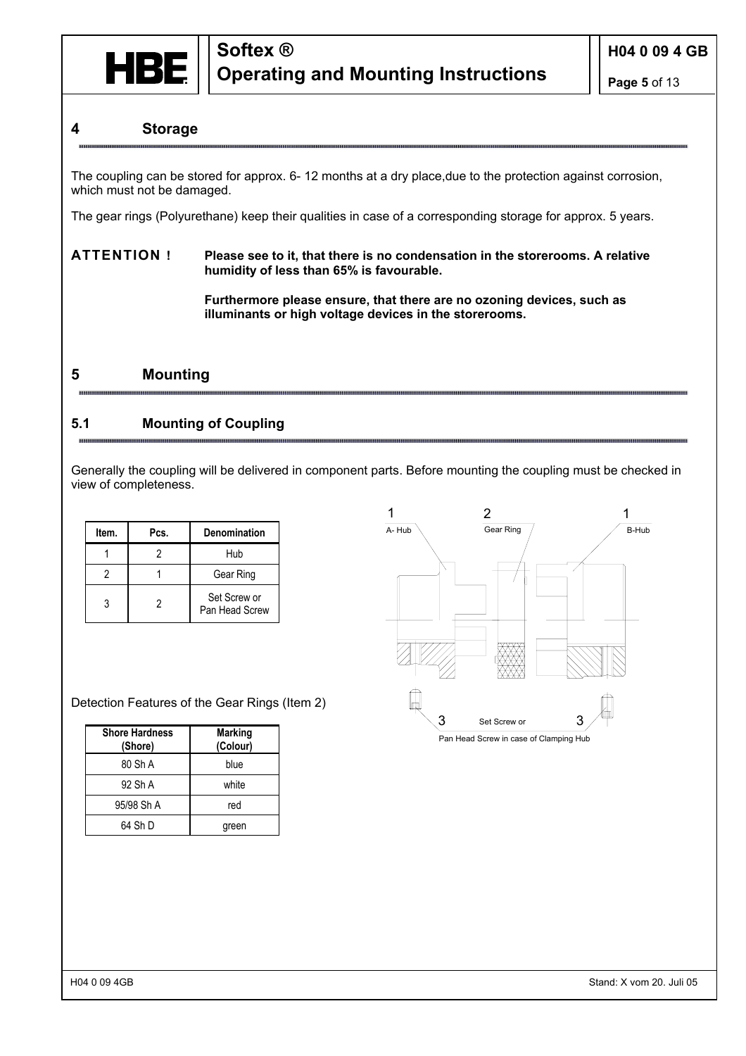## 4 Storage

The coupling can be stored for approx. 6- 12 months at a dry place,due to the protection against corrosion, which must not be damaged.

The gear rings (Polyurethane) keep their qualities in case of a corresponding storage for approx. 5 years.

**ATTENTION !** **Please see to it, that there is no condensation in the storerooms. A relative humidity of less than 65% is favourable.**

**Furthermore please ensure, that there are no ozoning devices, such as illuminants or high voltage devices in the storerooms.**

## 5 Mounting

### 5.1 Mounting of Coupling

Generally the coupling will be delivered in component parts. Before mounting the coupling must be checked in view of completeness.

| Item. | Pcs. | Denomination |
|---|---|---|
| 1 | 2 | Hub |
| 2 | 1 | Gear Ring |
| 3 | 2 | Set Screw or Pan Head Screw |

1 A- Hub  2 Gear Ring  1 B-Hub

3 Set Screw or Pan Head Screw in case of Clamping Hub 3

Detection Features of the Gear Rings (Item 2)

| Shore Hardness (Shore) | Marking (Colour) |
|---|---|
| 80 Sh A | blue |
| 92 Sh A | white |
| 95/98 Sh A | red |
| 64 Sh D | green |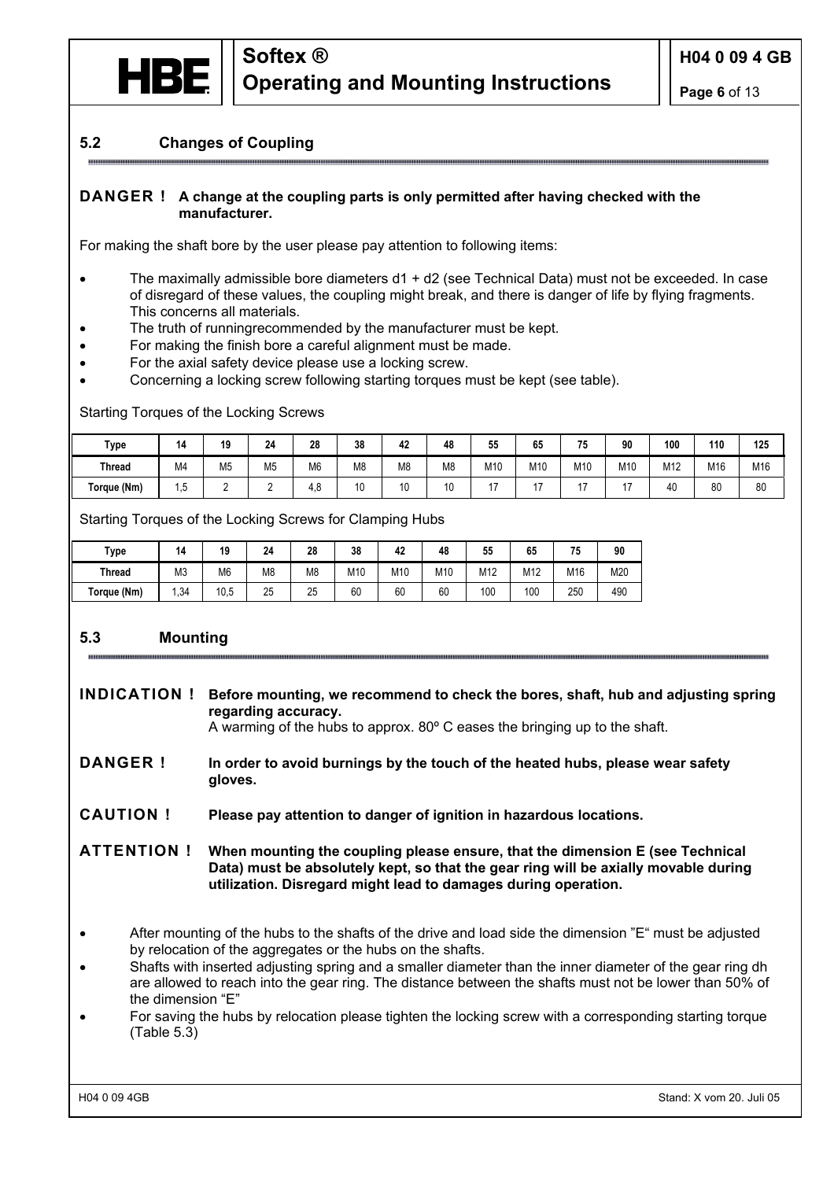## 5.2 Changes of Coupling

**DANGER ! A change at the coupling parts is only permitted after having checked with the manufacturer.**

For making the shaft bore by the user please pay attention to following items:

- The maximally admissible bore diameters d1 + d2 (see Technical Data) must not be exceeded. In case of disregard of these values, the coupling might break, and there is danger of life by flying fragments. This concerns all materials.
- The truth of runningrecommended by the manufacturer must be kept.
- For making the finish bore a careful alignment must be made.
- For the axial safety device please use a locking screw.
- Concerning a locking screw following starting torques must be kept (see table).

Starting Torques of the Locking Screws

| Type | 14 | 19 | 24 | 28 | 38 | 42 | 48 | 55 | 65 | 75 | 90 | 100 | 110 | 125 |
|---|---|---|---|---|---|---|---|---|---|---|---|---|---|---|
| Thread | M4 | M5 | M5 | M6 | M8 | M8 | M8 | M10 | M10 | M10 | M10 | M12 | M16 | M16 |
| Torque (Nm) | 1,5 | 2 | 2 | 4,8 | 10 | 10 | 10 | 17 | 17 | 17 | 17 | 40 | 80 | 80 |

Starting Torques of the Locking Screws for Clamping Hubs

| Type | 14 | 19 | 24 | 28 | 38 | 42 | 48 | 55 | 65 | 75 | 90 |
|---|---|---|---|---|---|---|---|---|---|---|---|
| Thread | M3 | M6 | M8 | M8 | M10 | M10 | M10 | M12 | M12 | M16 | M20 |
| Torque (Nm) | 1,34 | 10,5 | 25 | 25 | 60 | 60 | 60 | 100 | 100 | 250 | 490 |

## 5.3 Mounting

**INDICATION ! Before mounting, we recommend to check the bores, shaft, hub and adjusting spring regarding accuracy.**
A warming of the hubs to approx. 80º C eases the bringing up to the shaft.

**DANGER ! In order to avoid burnings by the touch of the heated hubs, please wear safety gloves.**

**CAUTION ! Please pay attention to danger of ignition in hazardous locations.**

**ATTENTION ! When mounting the coupling please ensure, that the dimension E (see Technical Data) must be absolutely kept, so that the gear ring will be axially movable during utilization. Disregard might lead to damages during operation.**

- After mounting of the hubs to the shafts of the drive and load side the dimension "E" must be adjusted by relocation of the aggregates or the hubs on the shafts.
- Shafts with inserted adjusting spring and a smaller diameter than the inner diameter of the gear ring dh are allowed to reach into the gear ring. The distance between the shafts must not be lower than 50% of the dimension "E"
- For saving the hubs by relocation please tighten the locking screw with a corresponding starting torque (Table 5.3)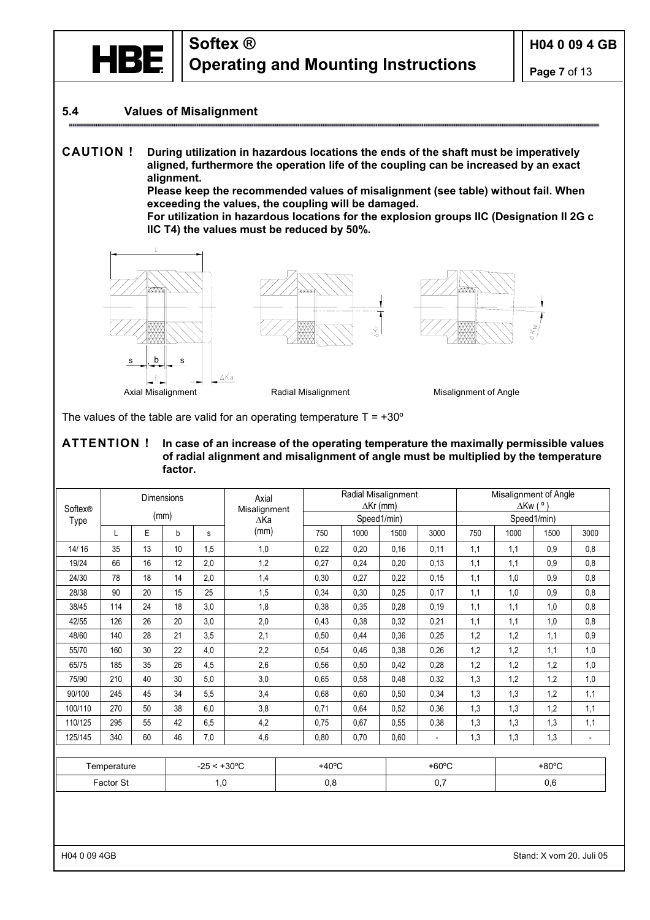## 5.4 Values of Misalignment

**CAUTION !** **During utilization in hazardous locations the ends of the shaft must be imperatively aligned, furthermore the operation life of the coupling can be increased by an exact alignment.**
**Please keep the recommended values of misalignment (see table) without fail. When exceeding the values, the coupling will be damaged.**
**For utilization in hazardous locations for the explosion groups IIC (Designation II 2G c IIC T4) the values must be reduced by 50%.**

Axial Misalignment Radial Misalignment Misalignment of Angle

The values of the table are valid for an operating temperature T = +30º

**ATTENTION !** **In case of an increase of the operating temperature the maximally permissible values of radial alignment and misalignment of angle must be multiplied by the temperature factor.**

| Softex® Type | Dimensions (mm) | | | | Axial Misalignment ΔKa (mm) | Radial Misalignment ΔKr (mm) | | | | Misalignment of Angle ΔKw ( º ) | | | |
|---|---|---|---|---|---|---|---|---|---|---|---|---|---|
| | | | | | | Speed1/min) | | | | Speed1/min) | | | |
| | L | E | b | s | | 750 | 1000 | 1500 | 3000 | 750 | 1000 | 1500 | 3000 |
| 14/ 16 | 35 | 13 | 10 | 1,5 | 1,0 | 0,22 | 0,20 | 0,16 | 0,11 | 1,1 | 1,1 | 0,9 | 0,8 |
| 19/24 | 66 | 16 | 12 | 2,0 | 1,2 | 0,27 | 0,24 | 0,20 | 0,13 | 1,1 | 1,1 | 0,9 | 0,8 |
| 24/30 | 78 | 18 | 14 | 2,0 | 1,4 | 0,30 | 0,27 | 0,22 | 0,15 | 1,1 | 1,0 | 0,9 | 0,8 |
| 28/38 | 90 | 20 | 15 | 25 | 1,5 | 0,34 | 0,30 | 0,25 | 0,17 | 1,1 | 1,0 | 0,9 | 0,8 |
| 38/45 | 114 | 24 | 18 | 3,0 | 1,8 | 0,38 | 0,35 | 0,28 | 0,19 | 1,1 | 1,1 | 1,0 | 0,8 |
| 42/55 | 126 | 26 | 20 | 3,0 | 2,0 | 0,43 | 0,38 | 0,32 | 0,21 | 1,1 | 1,1 | 1,0 | 0,8 |
| 48/60 | 140 | 28 | 21 | 3,5 | 2,1 | 0,50 | 0,44 | 0,36 | 0,25 | 1,2 | 1,2 | 1,1 | 0,9 |
| 55/70 | 160 | 30 | 22 | 4,0 | 2,2 | 0,54 | 0,46 | 0,38 | 0,26 | 1,2 | 1,2 | 1,1 | 1,0 |
| 65/75 | 185 | 35 | 26 | 4,5 | 2,6 | 0,56 | 0,50 | 0,42 | 0,28 | 1,2 | 1,2 | 1,2 | 1,0 |
| 75/90 | 210 | 40 | 30 | 5,0 | 3,0 | 0,65 | 0,58 | 0,48 | 0,32 | 1,3 | 1,2 | 1,2 | 1,0 |
| 90/100 | 245 | 45 | 34 | 5,5 | 3,4 | 0,68 | 0,60 | 0,50 | 0,34 | 1,3 | 1,3 | 1,2 | 1,1 |
| 100/110 | 270 | 50 | 38 | 6,0 | 3,8 | 0,71 | 0,64 | 0,52 | 0,36 | 1,3 | 1,3 | 1,2 | 1,1 |
| 110/125 | 295 | 55 | 42 | 6,5 | 4,2 | 0,75 | 0,67 | 0,55 | 0,38 | 1,3 | 1,3 | 1,3 | 1,1 |
| 125/145 | 340 | 60 | 46 | 7,0 | 4,6 | 0,80 | 0,70 | 0,60 | - | 1,3 | 1,3 | 1,3 | - |

| Temperature | -25 < +30ºC | +40ºC | +60ºC | +80ºC |
|---|---|---|---|---|
| Factor St | 1,0 | 0,8 | 0,7 | 0,6 |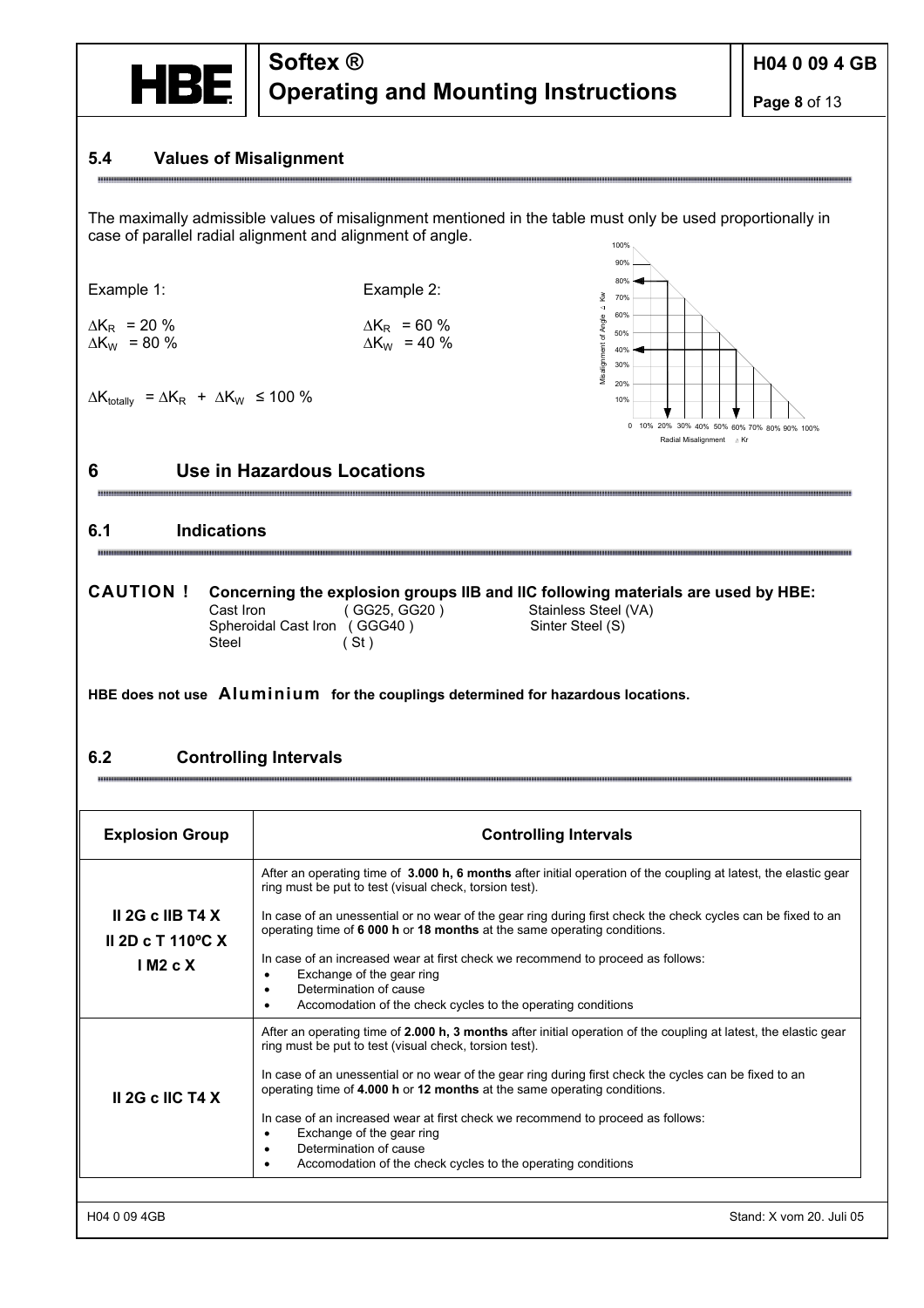## 5.4 Values of Misalignment

The maximally admissible values of misalignment mentioned in the table must only be used proportionally in case of parallel radial alignment and alignment of angle.

Example 1:

$\Delta K_R = 20\ \%$
$\Delta K_W = 80\ \%$

Example 2:

$\Delta K_R = 60\ \%$
$\Delta K_W = 40\ \%$

$\Delta K_{totally} = \Delta K_R + \Delta K_W \leq 100\ \%$

# 6 Use in Hazardous Locations

## 6.1 Indications

**CAUTION !** **Concerning the explosion groups IIB and IIC following materials are used by HBE:**

Cast Iron ( GG25, GG20 )
Spheroidal Cast Iron ( GGG40 )
Steel ( St )
Stainless Steel (VA)
Sinter Steel (S)

**HBE does not use Aluminium for the couplings determined for hazardous locations.**

## 6.2 Controlling Intervals

| Explosion Group | Controlling Intervals |
|---|---|
| II 2G c IIB T4 X<br>II 2D c T 110ºC X<br>I M2 c X | After an operating time of **3.000 h, 6 months** after initial operation of the coupling at latest, the elastic gear ring must be put to test (visual check, torsion test).<br><br>In case of an unessential or no wear of the gear ring during first check the check cycles can be fixed to an operating time of **6 000 h** or **18 months** at the same operating conditions.<br><br>In case of an increased wear at first check we recommend to proceed as follows:<br>• Exchange of the gear ring<br>• Determination of cause<br>• Accomodation of the check cycles to the operating conditions |
| II 2G c IIC T4 X | After an operating time of **2.000 h, 3 months** after initial operation of the coupling at latest, the elastic gear ring must be put to test (visual check, torsion test).<br><br>In case of an unessential or no wear of the gear ring during first check the cycles can be fixed to an operating time of **4.000 h** or **12 months** at the same operating conditions.<br><br>In case of an increased wear at first check we recommend to proceed as follows:<br>• Exchange of the gear ring<br>• Determination of cause<br>• Accomodation of the check cycles to the operating conditions |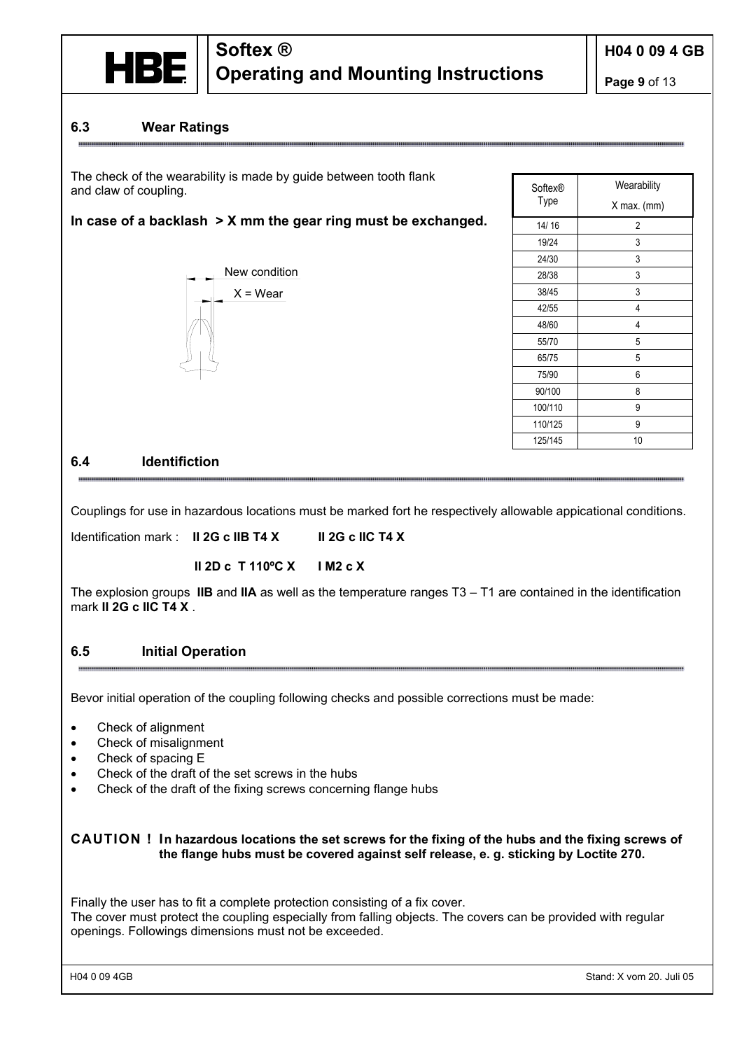## 6.3 Wear Ratings

The check of the wearability is made by guide between tooth flank and claw of coupling.

**In case of a backlash > X mm the gear ring must be exchanged.**

New condition

X = Wear

| Softex® Type | Wearability X max. (mm) |
|---|---|
| 14/ 16 | 2 |
| 19/24 | 3 |
| 24/30 | 3 |
| 28/38 | 3 |
| 38/45 | 3 |
| 42/55 | 4 |
| 48/60 | 4 |
| 55/70 | 5 |
| 65/75 | 5 |
| 75/90 | 6 |
| 90/100 | 8 |
| 100/110 | 9 |
| 110/125 | 9 |
| 125/145 | 10 |

## 6.4 Identifiction

Couplings for use in hazardous locations must be marked fort he respectively allowable appicational conditions.

Identification mark : **II 2G c IIB T4 X** **II 2G c IIC T4 X**

**II 2D c T 110ºC X** **I M2 c X**

The explosion groups **IIB** and **IIA** as well as the temperature ranges T3 – T1 are contained in the identification mark **II 2G c IIC T4 X** .

## 6.5 Initial Operation

Bevor initial operation of the coupling following checks and possible corrections must be made:

- Check of alignment
- Check of misalignment
- Check of spacing E
- Check of the draft of the set screws in the hubs
- Check of the draft of the fixing screws concerning flange hubs

**CAUTION ! In hazardous locations the set screws for the fixing of the hubs and the fixing screws of the flange hubs must be covered against self release, e. g. sticking by Loctite 270.**

Finally the user has to fit a complete protection consisting of a fix cover.
The cover must protect the coupling especially from falling objects. The covers can be provided with regular openings. Followings dimensions must not be exceeded.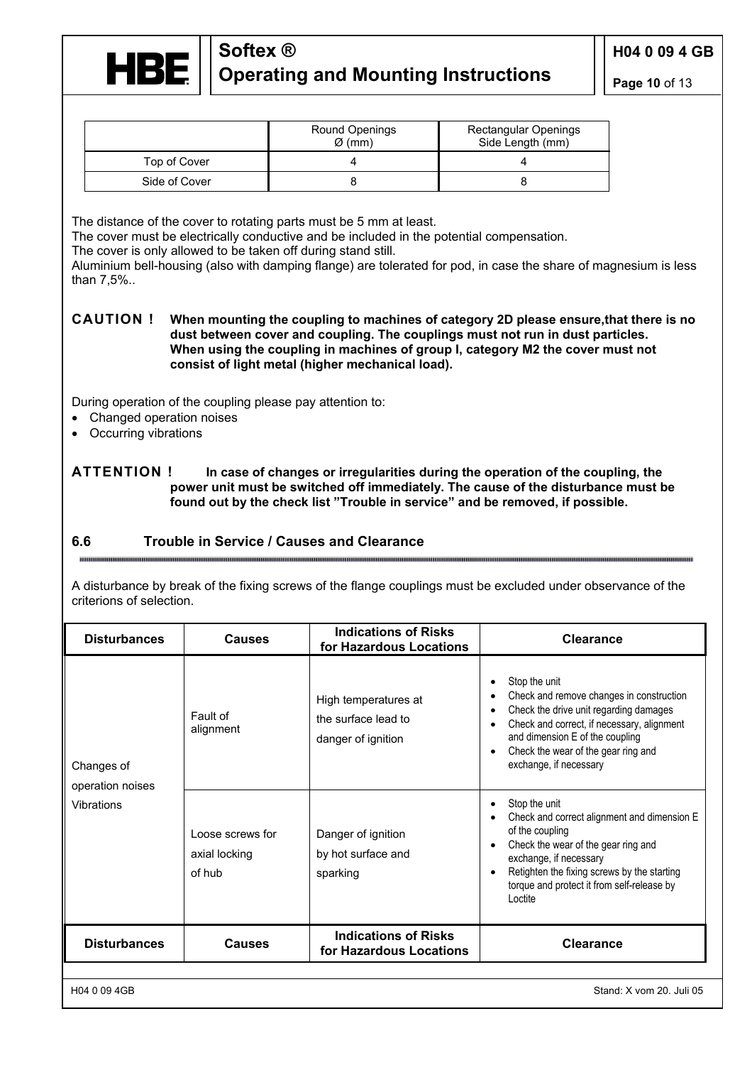| | Round Openings Ø (mm) | Rectangular Openings Side Length (mm) |
|---|---|---|
| Top of Cover | 4 | 4 |
| Side of Cover | 8 | 8 |

The distance of the cover to rotating parts must be 5 mm at least.
The cover must be electrically conductive and be included in the potential compensation.
The cover is only allowed to be taken off during stand still.
Aluminium bell-housing (also with damping flange) are tolerated for pod, in case the share of magnesium is less than 7,5%..

**CAUTION !** **When mounting the coupling to machines of category 2D please ensure,that there is no dust between cover and coupling. The couplings must not run in dust particles. When using the coupling in machines of group I, category M2 the cover must not consist of light metal (higher mechanical load).**

During operation of the coupling please pay attention to:

- Changed operation noises
- Occurring vibrations

**ATTENTION !** **In case of changes or irregularities during the operation of the coupling, the power unit must be switched off immediately. The cause of the disturbance must be found out by the check list "Trouble in service" and be removed, if possible.**

## 6.6 Trouble in Service / Causes and Clearance

A disturbance by break of the fixing screws of the flange couplings must be excluded under observance of the criterions of selection.

| Disturbances | Causes | Indications of Risks for Hazardous Locations | Clearance |
|---|---|---|---|
| Changes of operation noises Vibrations | Fault of alignment | High temperatures at the surface lead to danger of ignition | • Stop the unit<br>• Check and remove changes in construction<br>• Check the drive unit regarding damages<br>• Check and correct, if necessary, alignment and dimension E of the coupling<br>• Check the wear of the gear ring and exchange, if necessary |
| | Loose screws for axial locking of hub | Danger of ignition by hot surface and sparking | • Stop the unit<br>• Check and correct alignment and dimension E of the coupling<br>• Check the wear of the gear ring and exchange, if necessary<br>• Retighten the fixing screws by the starting torque and protect it from self-release by Loctite |
| **Disturbances** | **Causes** | **Indications of Risks for Hazardous Locations** | **Clearance** |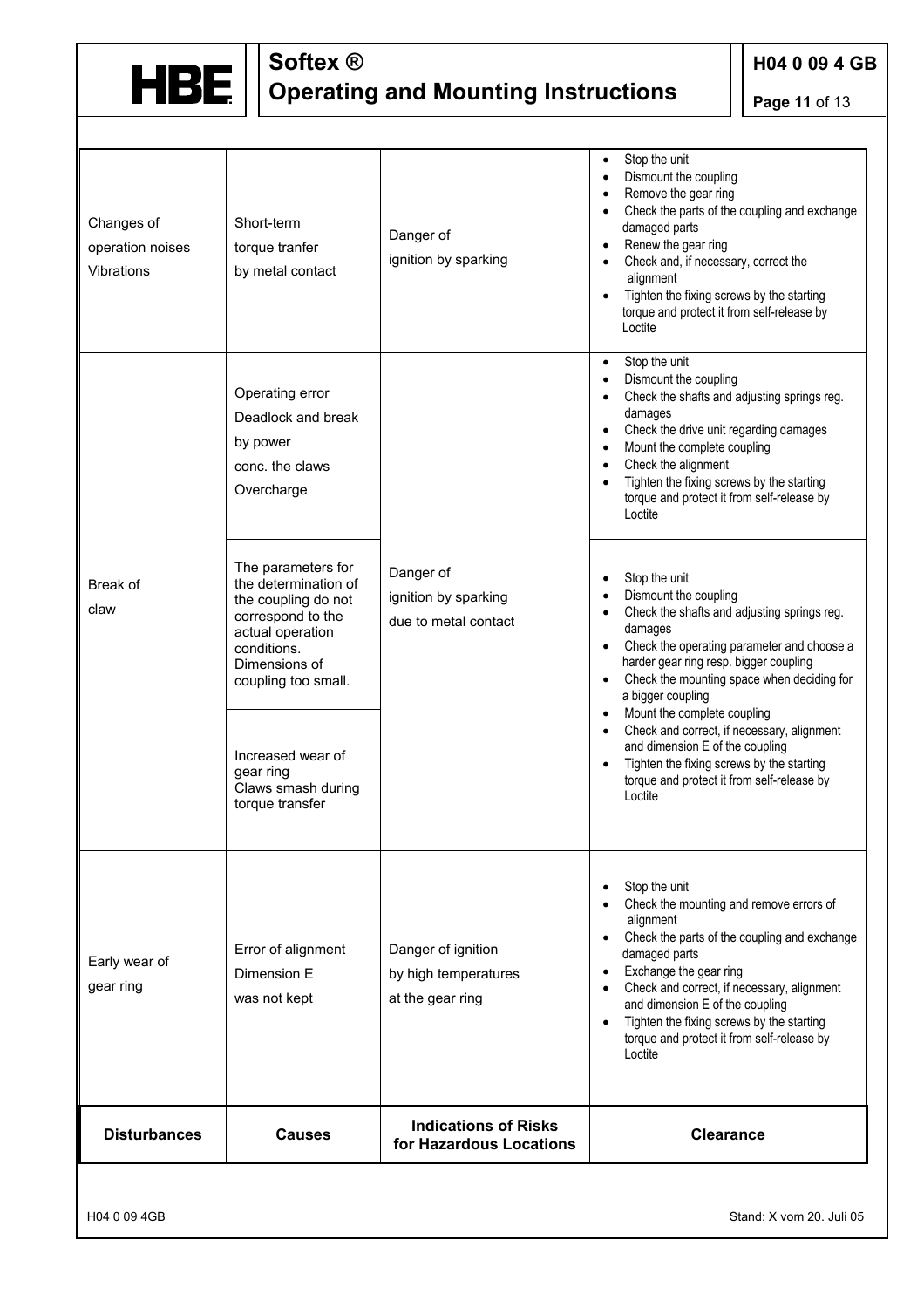| Disturbances | Causes | Indications of Risks for Hazardous Locations | Clearance |
|---|---|---|---|
| Changes of operation noises Vibrations | Short-term torque tranfer by metal contact | Danger of ignition by sparking | • Stop the unit<br>• Dismount the coupling<br>• Remove the gear ring<br>• Check the parts of the coupling and exchange damaged parts<br>• Renew the gear ring<br>• Check and, if necessary, correct the alignment<br>• Tighten the fixing screws by the starting torque and protect it from self-release by Loctite |
| Break of claw | Operating error Deadlock and break by power conc. the claws Overcharge | Danger of ignition by sparking due to metal contact | • Stop the unit<br>• Dismount the coupling<br>• Check the shafts and adjusting springs reg. damages<br>• Check the drive unit regarding damages<br>• Mount the complete coupling<br>• Check the alignment<br>• Tighten the fixing screws by the starting torque and protect it from self-release by Loctite |
| | The parameters for the determination of the coupling do not correspond to the actual operation conditions. Dimensions of coupling too small. | | • Stop the unit<br>• Dismount the coupling<br>• Check the shafts and adjusting springs reg. damages<br>• Check the operating parameter and choose a harder gear ring resp. bigger coupling<br>• Check the mounting space when deciding for a bigger coupling<br>• Mount the complete coupling<br>• Check and correct, if necessary, alignment and dimension E of the coupling<br>• Tighten the fixing screws by the starting torque and protect it from self-release by Loctite |
| | Increased wear of gear ring Claws smash during torque transfer | | |
| Early wear of gear ring | Error of alignment Dimension E was not kept | Danger of ignition by high temperatures at the gear ring | • Stop the unit<br>• Check the mounting and remove errors of alignment<br>• Check the parts of the coupling and exchange damaged parts<br>• Exchange the gear ring<br>• Check and correct, if necessary, alignment and dimension E of the coupling<br>• Tighten the fixing screws by the starting torque and protect it from self-release by Loctite |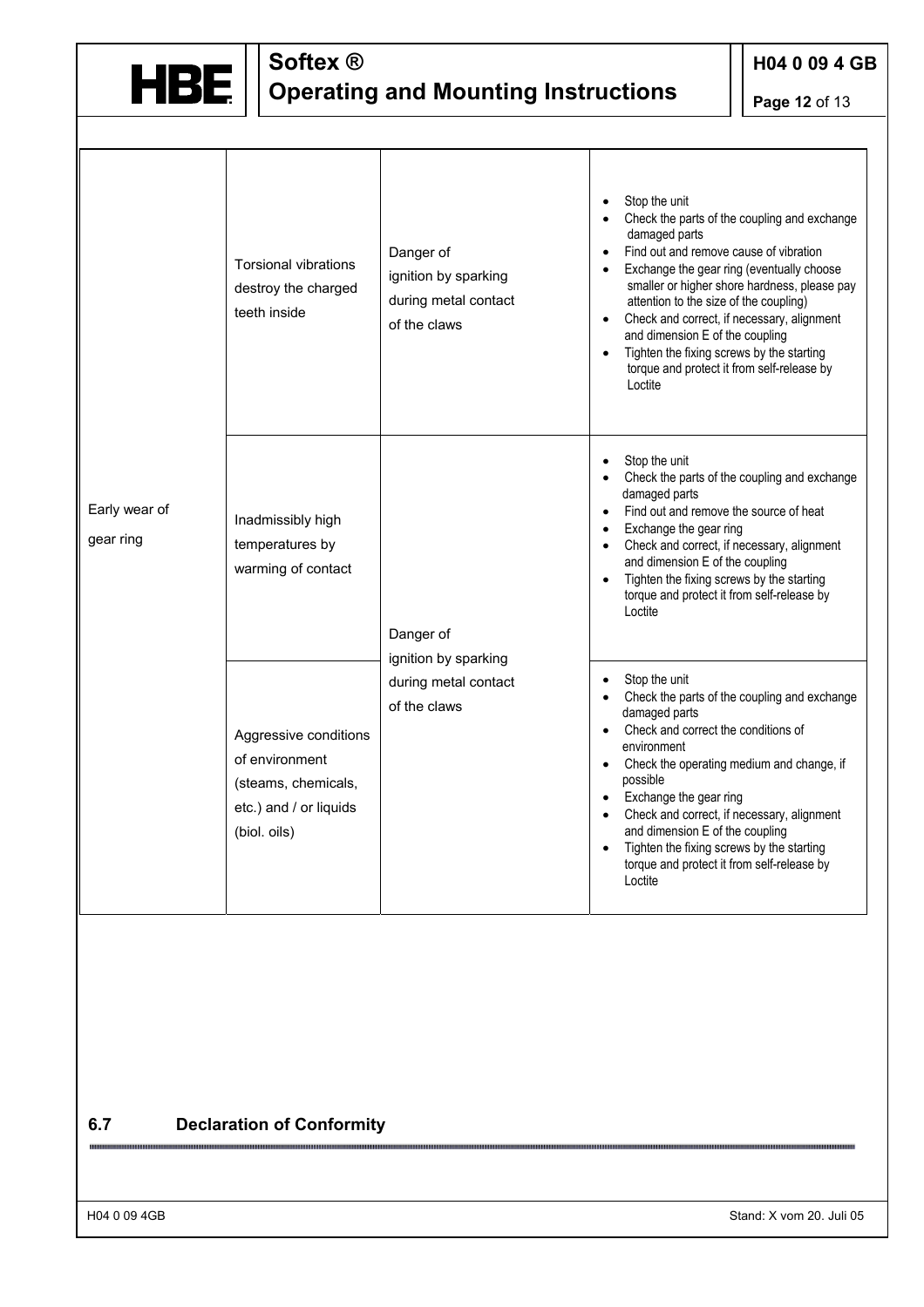| | | | |
|---|---|---|---|
| Early wear of gear ring | Torsional vibrations destroy the charged teeth inside | Danger of ignition by sparking during metal contact of the claws | • Stop the unit<br>• Check the parts of the coupling and exchange damaged parts<br>• Find out and remove cause of vibration<br>• Exchange the gear ring (eventually choose smaller or higher shore hardness, please pay attention to the size of the coupling)<br>• Check and correct, if necessary, alignment and dimension E of the coupling<br>• Tighten the fixing screws by the starting torque and protect it from self-release by Loctite |
| | Inadmissibly high temperatures by warming of contact | Danger of ignition by sparking during metal contact of the claws | • Stop the unit<br>• Check the parts of the coupling and exchange damaged parts<br>• Find out and remove the source of heat<br>• Exchange the gear ring<br>• Check and correct, if necessary, alignment and dimension E of the coupling<br>• Tighten the fixing screws by the starting torque and protect it from self-release by Loctite |
| | Aggressive conditions of environment (steams, chemicals, etc.) and / or liquids (biol. oils) | | • Stop the unit<br>• Check the parts of the coupling and exchange damaged parts<br>• Check and correct the conditions of environment<br>• Check the operating medium and change, if possible<br>• Exchange the gear ring<br>• Check and correct, if necessary, alignment and dimension E of the coupling<br>• Tighten the fixing screws by the starting torque and protect it from self-release by Loctite |

## 6.7 Declaration of Conformity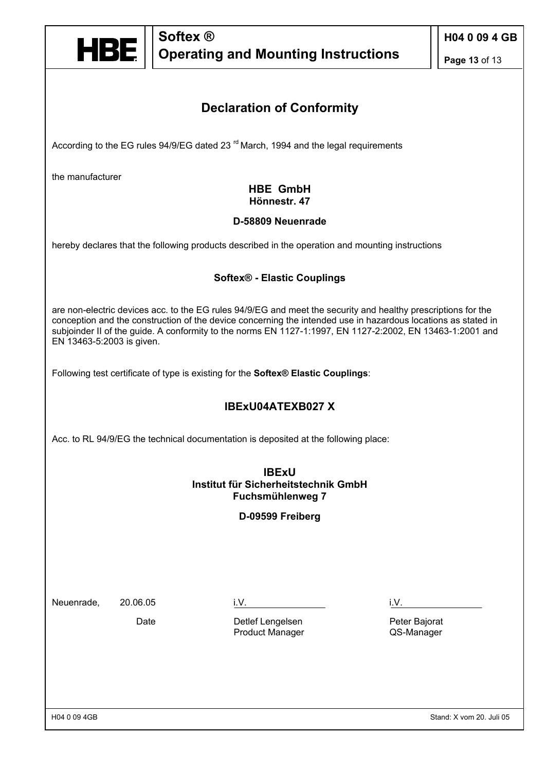# Declaration of Conformity

According to the EG rules 94/9/EG dated 23[rd] March, 1994 and the legal requirements

the manufacturer

**HBE GmbH**
**Hönnestr. 47**

**D-58809 Neuenrade**

hereby declares that the following products described in the operation and mounting instructions

**Softex® - Elastic Couplings**

are non-electric devices acc. to the EG rules 94/9/EG and meet the security and healthy prescriptions for the conception and the construction of the device concerning the intended use in hazardous locations as stated in subjoinder II of the guide. A conformity to the norms EN 1127-1:1997, EN 1127-2:2002, EN 13463-1:2001 and EN 13463-5:2003 is given.

Following test certificate of type is existing for the **Softex® Elastic Couplings**:

**IBExU04ATEXB027 X**

Acc. to RL 94/9/EG the technical documentation is deposited at the following place:

**IBExU**
**Institut für Sicherheitstechnik GmbH**
**Fuchsmühlenweg 7**

**D-09599 Freiberg**

| | | | |
|---|---|---|---|
| Neuenrade, | 20.06.05 | i.V. | i.V. |
| | Date | Detlef Lengelsen<br>Product Manager | Peter Bajorat<br>QS-Manager |

H04 0 09 4GB — Stand: X vom 20. Juli 05